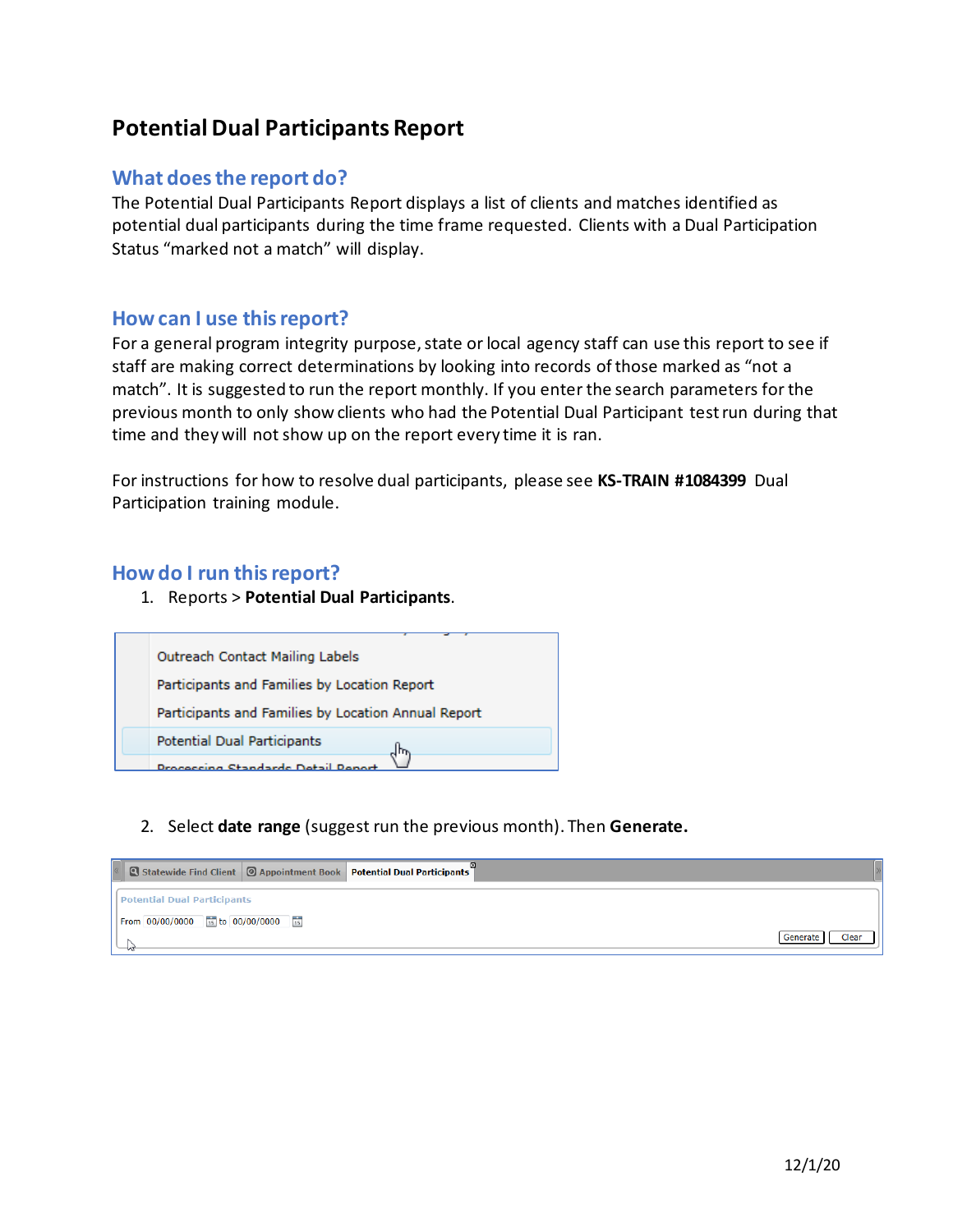# Potential Dual Participants Report

## What does the report do?

The Potential Dual Participants Report displays a list of clients and matches identified as potential dual participants during the time frame requested. Clients with a Dual Participation Status "marked not a match" will display.

## How can I use this report?

For a general program integrity purpose, state or local agency staff can use this report to see if staff are making correct determinations by looking into records of those marked as "not a match". It is suggested to run the report monthly. If you enter the search parameters for the previous month to only show clients who had the Potential Dual Participant test run during that time and they will not show up on the report every time it is ran.

For instructions for how to resolve dual participants, please see **KS-TRAIN #1084399** Dual Participation training module.

## How do I run this report?

1. Reports > **Potential Dual Participants**.

2. Select **date range** (suggest run the previous month). Then **Generate.**

12/1/20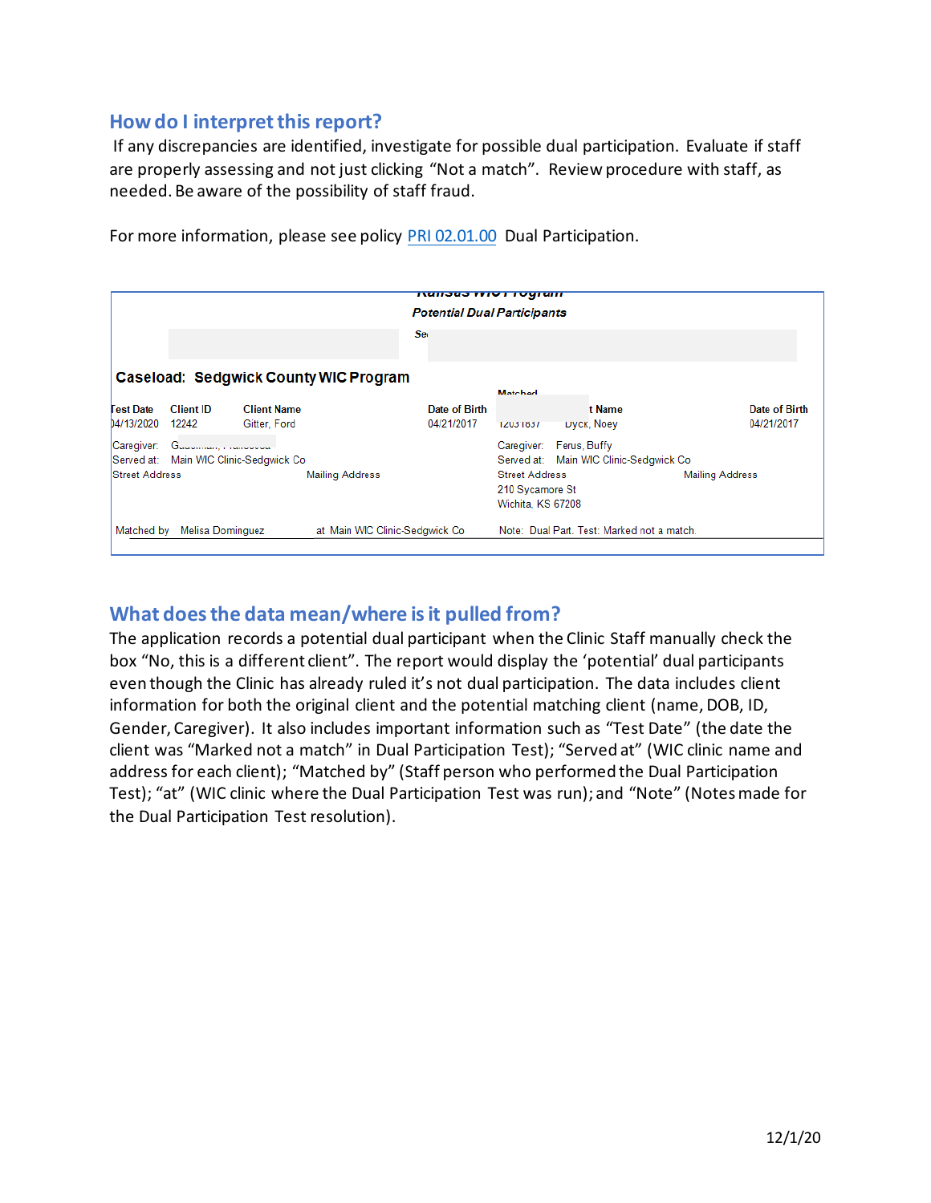## How do I interpret this report?

If any discrepancies are identified, investigate for possible dual participation. Evaluate if staff are properly assessing and not just clicking "Not a match". Review procedure with staff, as needed. Be aware of the possibility of staff fraud.

For more information, please see policy [PRI 02.01.00](PRI 02.01.00) Dual Participation.

Kansas WIC Program

*Potential Dual Participants*

Se

**Caseload: Sedgwick County WIC Program**

| Test Date | Client ID | Client Name | Date of Birth | Matched | t Name | Date of Birth |
| --- | --- | --- | --- | --- | --- | --- |
| 04/13/2020 | 12242 | Gitter, Ford | 04/21/2017 | 12031837 | Dyck, Noey | 04/21/2017 |

Caregiver: G...

Served at: Main WIC Clinic-Sedgwick Co

Street Address          Mailing Address

Caregiver: Ferus, Buffy

Served at: Main WIC Clinic-Sedgwick Co

Street Address          Mailing Address

210 Sycamore St

Wichita, KS 67208

Matched by Melisa Dominguez          at Main WIC Clinic-Sedgwick Co          Note: Dual Part. Test: Marked not a match.

## What does the data mean/where is it pulled from?

The application records a potential dual participant when the Clinic Staff manually check the box "No, this is a different client". The report would display the 'potential' dual participants even though the Clinic has already ruled it's not dual participation. The data includes client information for both the original client and the potential matching client (name, DOB, ID, Gender, Caregiver). It also includes important information such as "Test Date" (the date the client was "Marked not a match" in Dual Participation Test); "Served at" (WIC clinic name and address for each client); "Matched by" (Staff person who performed the Dual Participation Test); "at" (WIC clinic where the Dual Participation Test was run); and "Note" (Notes made for the Dual Participation Test resolution).

12/1/20